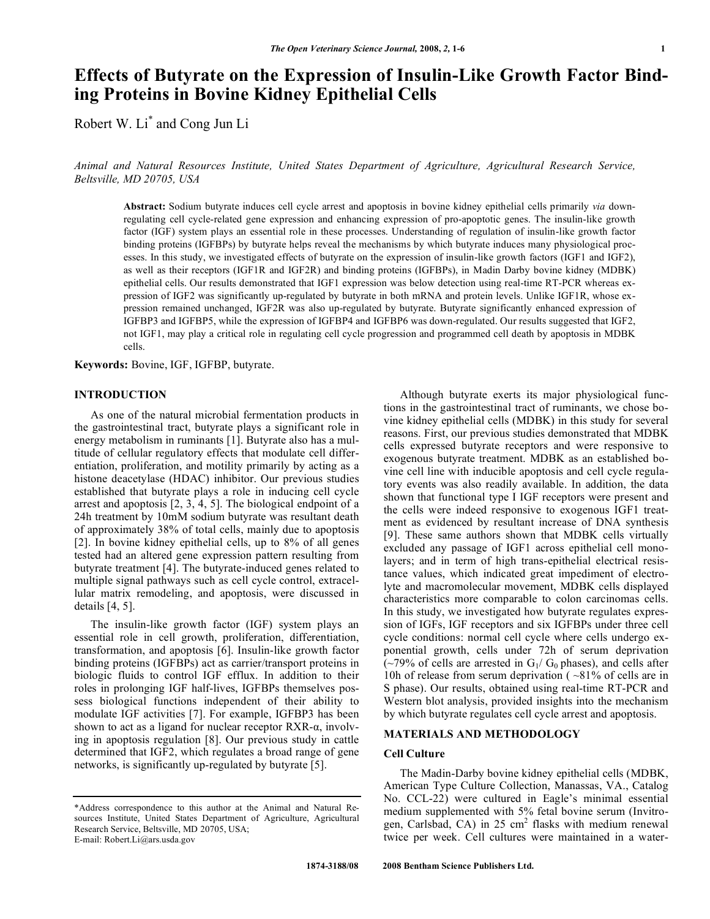# Effects of Butyrate on the Expression of Insulin-Like Growth Factor Binding Proteins in Bovine Kidney Epithelial Cells

Robert W. Li* and Cong Jun Li

*Animal and Natural Resources Institute, United States Department of Agriculture, Agricultural Research Service, Beltsville, MD 20705, USA*

**Abstract:** Sodium butyrate induces cell cycle arrest and apoptosis in bovine kidney epithelial cells primarily *via* down-regulating cell cycle-related gene expression and enhancing expression of pro-apoptotic genes. The insulin-like growth factor (IGF) system plays an essential role in these processes. Understanding of regulation of insulin-like growth factor binding proteins (IGFBPs) by butyrate helps reveal the mechanisms by which butyrate induces many physiological processes. In this study, we investigated effects of butyrate on the expression of insulin-like growth factors (IGF1 and IGF2), as well as their receptors (IGF1R and IGF2R) and binding proteins (IGFBPs), in Madin Darby bovine kidney (MDBK) epithelial cells. Our results demonstrated that IGF1 expression was below detection using real-time RT-PCR whereas expression of IGF2 was significantly up-regulated by butyrate in both mRNA and protein levels. Unlike IGF1R, whose expression remained unchanged, IGF2R was also up-regulated by butyrate. Butyrate significantly enhanced expression of IGFBP3 and IGFBP5, while the expression of IGFBP4 and IGFBP6 was down-regulated. Our results suggested that IGF2, not IGF1, may play a critical role in regulating cell cycle progression and programmed cell death by apoptosis in MDBK cells.

**Keywords:** Bovine, IGF, IGFBP, butyrate.

## INTRODUCTION

As one of the natural microbial fermentation products in the gastrointestinal tract, butyrate plays a significant role in energy metabolism in ruminants [1]. Butyrate also has a multitude of cellular regulatory effects that modulate cell differentiation, proliferation, and motility primarily by acting as a histone deacetylase (HDAC) inhibitor. Our previous studies established that butyrate plays a role in inducing cell cycle arrest and apoptosis [2, 3, 4, 5]. The biological endpoint of a 24h treatment by 10mM sodium butyrate was resultant death of approximately 38% of total cells, mainly due to apoptosis [2]. In bovine kidney epithelial cells, up to 8% of all genes tested had an altered gene expression pattern resulting from butyrate treatment [4]. The butyrate-induced genes related to multiple signal pathways such as cell cycle control, extracellular matrix remodeling, and apoptosis, were discussed in details [4, 5].

The insulin-like growth factor (IGF) system plays an essential role in cell growth, proliferation, differentiation, transformation, and apoptosis [6]. Insulin-like growth factor binding proteins (IGFBPs) act as carrier/transport proteins in biologic fluids to control IGF efflux. In addition to their roles in prolonging IGF half-lives, IGFBPs themselves possess biological functions independent of their ability to modulate IGF activities [7]. For example, IGFBP3 has been shown to act as a ligand for nuclear receptor RXR-α, involving in apoptosis regulation [8]. Our previous study in cattle determined that IGF2, which regulates a broad range of gene networks, is significantly up-regulated by butyrate [5].

Although butyrate exerts its major physiological functions in the gastrointestinal tract of ruminants, we chose bovine kidney epithelial cells (MDBK) in this study for several reasons. First, our previous studies demonstrated that MDBK cells expressed butyrate receptors and were responsive to exogenous butyrate treatment. MDBK as an established bovine cell line with inducible apoptosis and cell cycle regulatory events was also readily available. In addition, the data shown that functional type I IGF receptors were present and the cells were indeed responsive to exogenous IGF1 treatment as evidenced by resultant increase of DNA synthesis [9]. These same authors shown that MDBK cells virtually excluded any passage of IGF1 across epithelial cell monolayers; and in term of high trans-epithelial electrical resistance values, which indicated great impediment of electrolyte and macromolecular movement, MDBK cells displayed characteristics more comparable to colon carcinomas cells. In this study, we investigated how butyrate regulates expression of IGFs, IGF receptors and six IGFBPs under three cell cycle conditions: normal cell cycle where cells undergo exponential growth, cells under 72h of serum deprivation (~79% of cells are arrested in $G_1$/ $G_0$ phases), and cells after 10h of release from serum deprivation ( ~81% of cells are in S phase). Our results, obtained using real-time RT-PCR and Western blot analysis, provided insights into the mechanism by which butyrate regulates cell cycle arrest and apoptosis.

## MATERIALS AND METHODOLOGY

### Cell Culture

The Madin-Darby bovine kidney epithelial cells (MDBK, American Type Culture Collection, Manassas, VA., Catalog No. CCL-22) were cultured in Eagle's minimal essential medium supplemented with 5% fetal bovine serum (Invitrogen, Carlsbad, CA) in 25 $cm^2$ flasks with medium renewal twice per week. Cell cultures were maintained in a water-

*Address correspondence to this author at the Animal and Natural Resources Institute, United States Department of Agriculture, Agricultural Research Service, Beltsville, MD 20705, USA;
E-mail: Robert.Li@ars.usda.gov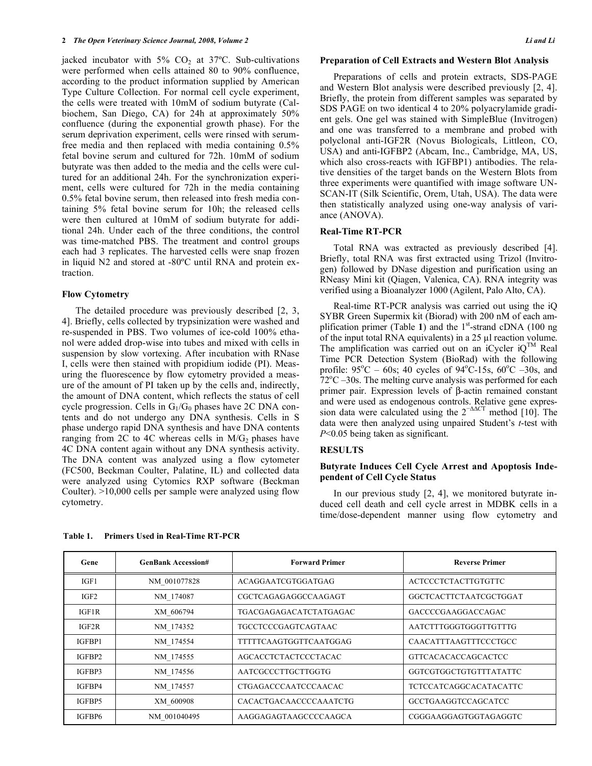jacked incubator with 5% $CO_2$ at 37ºC. Sub-cultivations were performed when cells attained 80 to 90% confluence, according to the product information supplied by American Type Culture Collection. For normal cell cycle experiment, the cells were treated with 10mM of sodium butyrate (Calbiochem, San Diego, CA) for 24h at approximately 50% confluence (during the exponential growth phase). For the serum deprivation experiment, cells were rinsed with serum-free media and then replaced with media containing 0.5% fetal bovine serum and cultured for 72h. 10mM of sodium butyrate was then added to the media and the cells were cultured for an additional 24h. For the synchronization experiment, cells were cultured for 72h in the media containing 0.5% fetal bovine serum, then released into fresh media containing 5% fetal bovine serum for 10h; the released cells were then cultured at 10mM of sodium butyrate for additional 24h. Under each of the three conditions, the control was time-matched PBS. The treatment and control groups each had 3 replicates. The harvested cells were snap frozen in liquid N2 and stored at -80ºC until RNA and protein extraction.

### Flow Cytometry

The detailed procedure was previously described [2, 3, 4]. Briefly, cells collected by trypsinization were washed and re-suspended in PBS. Two volumes of ice-cold 100% ethanol were added drop-wise into tubes and mixed with cells in suspension by slow vortexing. After incubation with RNase I, cells were then stained with propidium iodide (PI). Measuring the fluorescence by flow cytometry provided a measure of the amount of PI taken up by the cells and, indirectly, the amount of DNA content, which reflects the status of cell cycle progression. Cells in $G_1/G_0$ phases have 2C DNA contents and do not undergo any DNA synthesis. Cells in S phase undergo rapid DNA synthesis and have DNA contents ranging from 2C to 4C whereas cells in $M/G_2$ phases have 4C DNA content again without any DNA synthesis activity. The DNA content was analyzed using a flow cytometer (FC500, Beckman Coulter, Palatine, IL) and collected data were analyzed using Cytomics RXP software (Beckman Coulter). >10,000 cells per sample were analyzed using flow cytometry.

### Preparation of Cell Extracts and Western Blot Analysis

Preparations of cells and protein extracts, SDS-PAGE and Western Blot analysis were described previously [2, 4]. Briefly, the protein from different samples was separated by SDS PAGE on two identical 4 to 20% polyacrylamide gradient gels. One gel was stained with SimpleBlue (Invitrogen) and one was transferred to a membrane and probed with polyclonal anti-IGF2R (Novus Biologicals, Littleon, CO, USA) and anti-IGFBP2 (Abcam, Inc., Cambridge, MA, US, which also cross-reacts with IGFBP1) antibodies. The relative densities of the target bands on the Western Blots from three experiments were quantified with image software UN-SCAN-IT (Silk Scientific, Orem, Utah, USA). The data were then statistically analyzed using one-way analysis of variance (ANOVA).

### Real-Time RT-PCR

Total RNA was extracted as previously described [4]. Briefly, total RNA was first extracted using Trizol (Invitrogen) followed by DNase digestion and purification using an RNeasy Mini kit (Qiagen, Valenica, CA). RNA integrity was verified using a Bioanalyzer 1000 (Agilent, Palo Alto, CA).

Real-time RT-PCR analysis was carried out using the iQ SYBR Green Supermix kit (Biorad) with 200 nM of each amplification primer (Table **1**) and the 1[st]-strand cDNA (100 ng of the input total RNA equivalents) in a 25 μl reaction volume. The amplification was carried out on an iCycler iQ[TM] Real Time PCR Detection System (BioRad) with the following profile: $95^oC$ – 60s; 40 cycles of $94^oC$-15s, $60^oC$ –30s, and $72^oC$ –30s. The melting curve analysis was performed for each primer pair. Expression levels of β-actin remained constant and were used as endogenous controls. Relative gene expression data were calculated using the $2^{-\Delta\Delta CT}$ method [10]. The data were then analyzed using unpaired Student's *t*-test with *P*<0.05 being taken as significant.

## RESULTS

### Butyrate Induces Cell Cycle Arrest and Apoptosis Independent of Cell Cycle Status

In our previous study [2, 4], we monitored butyrate induced cell death and cell cycle arrest in MDBK cells in a time/dose-dependent manner using flow cytometry and

**Table 1. Primers Used in Real-Time RT-PCR**

| Gene | GenBank Accession# | Forward Primer | Reverse Primer |
|---|---|---|---|
| IGF1 | NM_001077828 | ACAGGAATCGTGGATGAG | ACTCCCTCTACTTGTGTTC |
| IGF2 | NM_174087 | CGCTCAGAGAGGCCAAGAGT | GGCTCACTTCTAATCGCTGGAT |
| IGF1R | XM_606794 | TGACGAGAGACATCTATGAGAC | GACCCCGAAGGACCAGAC |
| IGF2R | NM_174352 | TGCCTCCCGAGTCAGTAAC | AATCTTTGGGTGGGTTGTTTG |
| IGFBP1 | NM_174554 | TTTTTCAAGTGGTTCAATGGAG | CAACATTTAAGTTTCCCTGCC |
| IGFBP2 | NM_174555 | AGCACCTCTACTCCCTACAC | GTTCACACACCAGCACTCC |
| IGFBP3 | NM_174556 | AATCGCCCTTGCTTGGTG | GGTCGTGGCTGTGTTTATATTC |
| IGFBP4 | NM_174557 | CTGAGACCCAATCCCAACAC | TCTCCATCAGGCACATACATTC |
| IGFBP5 | XM_600908 | CACACTGACAACCCCAAATCTG | GCCTGAAGGTCCAGCATCC |
| IGFBP6 | NM_001040495 | AAGGAGAGTAAGCCCCAAGCA | CGGGAAGGAGTGGTAGAGGTC |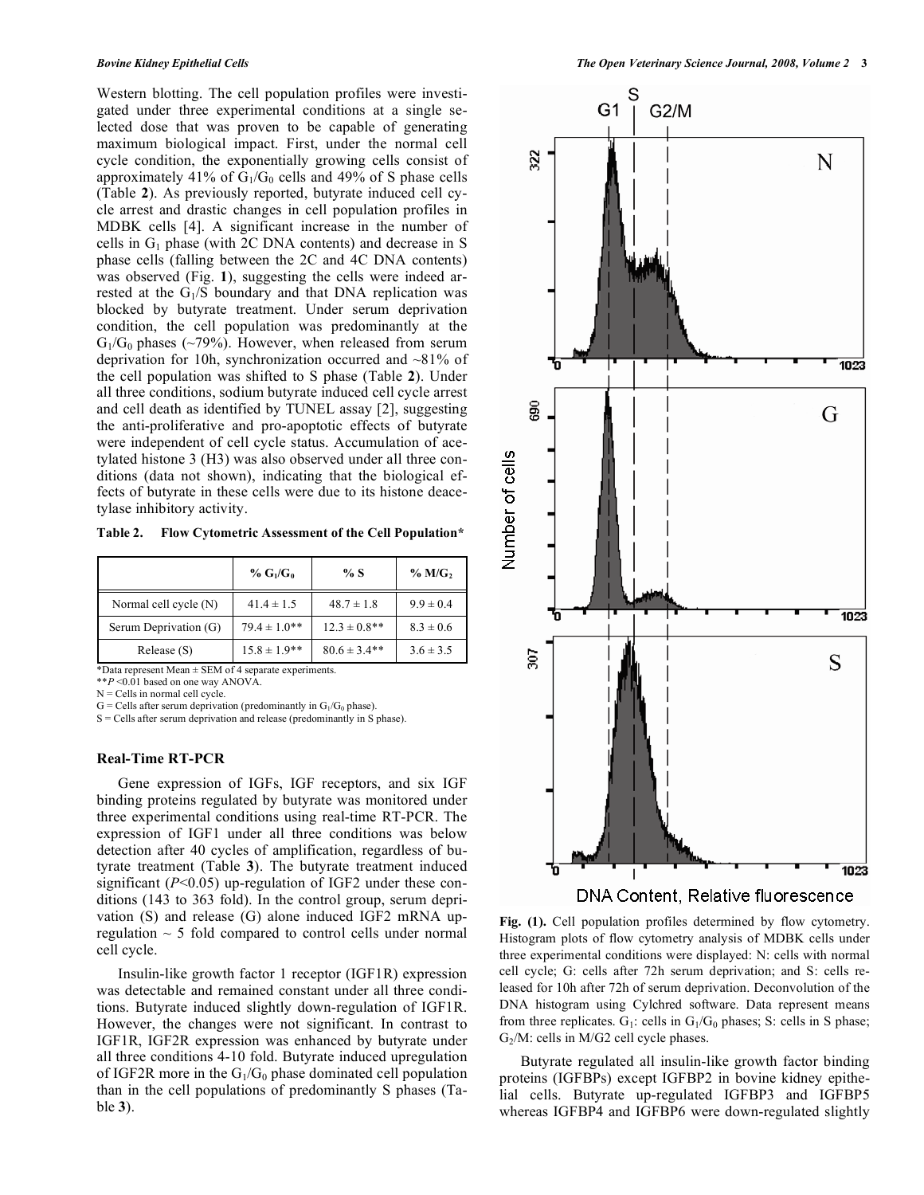Western blotting. The cell population profiles were investigated under three experimental conditions at a single selected dose that was proven to be capable of generating maximum biological impact. First, under the normal cell cycle condition, the exponentially growing cells consist of approximately 41% of $G_1/G_0$ cells and 49% of S phase cells (Table **2**). As previously reported, butyrate induced cell cycle arrest and drastic changes in cell population profiles in MDBK cells [4]. A significant increase in the number of cells in $G_1$ phase (with 2C DNA contents) and decrease in S phase cells (falling between the 2C and 4C DNA contents) was observed (Fig. **1**), suggesting the cells were indeed arrested at the $G_1$/S boundary and that DNA replication was blocked by butyrate treatment. Under serum deprivation condition, the cell population was predominantly at the $G_1/G_0$ phases (~79%). However, when released from serum deprivation for 10h, synchronization occurred and ~81% of the cell population was shifted to S phase (Table **2**). Under all three conditions, sodium butyrate induced cell cycle arrest and cell death as identified by TUNEL assay [2], suggesting the anti-proliferative and pro-apoptotic effects of butyrate were independent of cell cycle status. Accumulation of acetylated histone 3 (H3) was also observed under all three conditions (data not shown), indicating that the biological effects of butyrate in these cells were due to its histone deacetylase inhibitory activity.

**Table 2. Flow Cytometric Assessment of the Cell Population***

| | % $G_1/G_0$ | % S | % $M/G_2$ |
|---|---|---|---|
| Normal cell cycle (N) | 41.4 ± 1.5 | 48.7 ± 1.8 | 9.9 ± 0.4 |
| Serum Deprivation (G) | 79.4 ± 1.0** | 12.3 ± 0.8** | 8.3 ± 0.6 |
| Release (S) | 15.8 ± 1.9** | 80.6 ± 3.4** | 3.6 ± 3.5 |

*Data represent Mean ± SEM of 4 separate experiments.
***P* <0.01 based on one way ANOVA.
N = Cells in normal cell cycle.
G = Cells after serum deprivation (predominantly in $G_1/G_0$ phase).
S = Cells after serum deprivation and release (predominantly in S phase).

### Real-Time RT-PCR

Gene expression of IGFs, IGF receptors, and six IGF binding proteins regulated by butyrate was monitored under three experimental conditions using real-time RT-PCR. The expression of IGF1 under all three conditions was below detection after 40 cycles of amplification, regardless of butyrate treatment (Table **3**). The butyrate treatment induced significant ($P$<0.05) up-regulation of IGF2 under these conditions (143 to 363 fold). In the control group, serum deprivation (S) and release (G) alone induced IGF2 mRNA up-regulation ~ 5 fold compared to control cells under normal cell cycle.

Insulin-like growth factor 1 receptor (IGF1R) expression was detectable and remained constant under all three conditions. Butyrate induced slightly down-regulation of IGF1R. However, the changes were not significant. In contrast to IGF1R, IGF2R expression was enhanced by butyrate under all three conditions 4-10 fold. Butyrate induced upregulation of IGF2R more in the $G_1/G_0$ phase dominated cell population than in the cell populations of predominantly S phases (Table **3**).

**Fig. (1).** Cell population profiles determined by flow cytometry. Histogram plots of flow cytometry analysis of MDBK cells under three experimental conditions were displayed: N: cells with normal cell cycle; G: cells after 72h serum deprivation; and S: cells released for 10h after 72h of serum deprivation. Deconvolution of the DNA histogram using Cylchred software. Data represent means from three replicates. $G_1$: cells in $G_1/G_0$ phases; S: cells in S phase; $G_2$/M: cells in M/G2 cell cycle phases.

Butyrate regulated all insulin-like growth factor binding proteins (IGFBPs) except IGFBP2 in bovine kidney epithelial cells. Butyrate up-regulated IGFBP3 and IGFBP5 whereas IGFBP4 and IGFBP6 were down-regulated slightly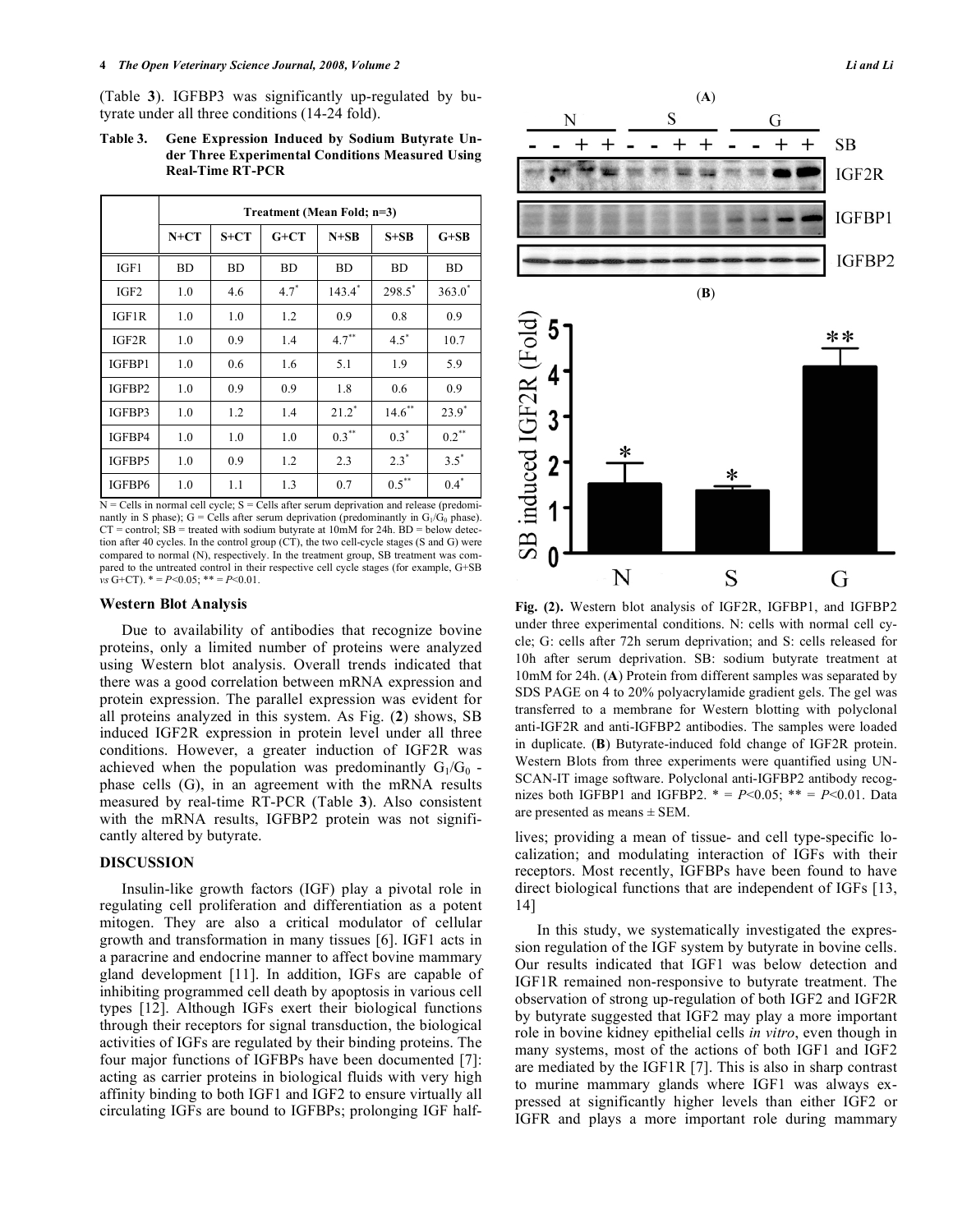(Table **3**). IGFBP3 was significantly up-regulated by butyrate under all three conditions (14-24 fold).

**Table 3. Gene Expression Induced by Sodium Butyrate Under Three Experimental Conditions Measured Using Real-Time RT-PCR**

| | Treatment (Mean Fold; n=3) | | | | | |
|---|---|---|---|---|---|---|
| | N+CT | S+CT | G+CT | N+SB | S+SB | G+SB |
| IGF1 | BD | BD | BD | BD | BD | BD |
| IGF2 | 1.0 | 4.6 | 4.7* | 143.4* | 298.5* | 363.0* |
| IGF1R | 1.0 | 1.0 | 1.2 | 0.9 | 0.8 | 0.9 |
| IGF2R | 1.0 | 0.9 | 1.4 | 4.7** | 4.5* | 10.7 |
| IGFBP1 | 1.0 | 0.6 | 1.6 | 5.1 | 1.9 | 5.9 |
| IGFBP2 | 1.0 | 0.9 | 0.9 | 1.8 | 0.6 | 0.9 |
| IGFBP3 | 1.0 | 1.2 | 1.4 | 21.2* | 14.6** | 23.9* |
| IGFBP4 | 1.0 | 1.0 | 1.0 | 0.3** | 0.3* | 0.2** |
| IGFBP5 | 1.0 | 0.9 | 1.2 | 2.3 | 2.3* | 3.5* |
| IGFBP6 | 1.0 | 1.1 | 1.3 | 0.7 | 0.5** | 0.4* |

N = Cells in normal cell cycle; S = Cells after serum deprivation and release (predominantly in S phase); G = Cells after serum deprivation (predominantly in $G_1/G_0$ phase). CT = control; SB = treated with sodium butyrate at 10mM for 24h. BD = below detection after 40 cycles. In the control group (CT), the two cell-cycle stages (S and G) were compared to normal (N), respectively. In the treatment group, SB treatment was compared to the untreated control in their respective cell cycle stages (for example, G+SB *vs* G+CT). * = $P$<0.05; ** = $P$<0.01.

### Western Blot Analysis

Due to availability of antibodies that recognize bovine proteins, only a limited number of proteins were analyzed using Western blot analysis. Overall trends indicated that there was a good correlation between mRNA expression and protein expression. The parallel expression was evident for all proteins analyzed in this system. As Fig. (**2**) shows, SB induced IGF2R expression in protein level under all three conditions. However, a greater induction of IGF2R was achieved when the population was predominantly $G_1/G_0$ -phase cells (G), in an agreement with the mRNA results measured by real-time RT-PCR (Table **3**). Also consistent with the mRNA results, IGFBP2 protein was not significantly altered by butyrate.

**Fig. (2).** Western blot analysis of IGF2R, IGFBP1, and IGFBP2 under three experimental conditions. N: cells with normal cell cycle; G: cells after 72h serum deprivation; and S: cells released for 10h after serum deprivation. SB: sodium butyrate treatment at 10mM for 24h. (**A**) Protein from different samples was separated by SDS PAGE on 4 to 20% polyacrylamide gradient gels. The gel was transferred to a membrane for Western blotting with polyclonal anti-IGF2R and anti-IGFBP2 antibodies. The samples were loaded in duplicate. (**B**) Butyrate-induced fold change of IGF2R protein. Western Blots from three experiments were quantified using UN-SCAN-IT image software. Polyclonal anti-IGFBP2 antibody recognizes both IGFBP1 and IGFBP2. * = $P$<0.05; ** = $P$<0.01. Data are presented as means ± SEM.

## DISCUSSION

Insulin-like growth factors (IGF) play a pivotal role in regulating cell proliferation and differentiation as a potent mitogen. They are also a critical modulator of cellular growth and transformation in many tissues [6]. IGF1 acts in a paracrine and endocrine manner to affect bovine mammary gland development [11]. In addition, IGFs are capable of inhibiting programmed cell death by apoptosis in various cell types [12]. Although IGFs exert their biological functions through their receptors for signal transduction, the biological activities of IGFs are regulated by their binding proteins. The four major functions of IGFBPs have been documented [7]: acting as carrier proteins in biological fluids with very high affinity binding to both IGF1 and IGF2 to ensure virtually all circulating IGFs are bound to IGFBPs; prolonging IGF half-lives; providing a mean of tissue- and cell type-specific localization; and modulating interaction of IGFs with their receptors. Most recently, IGFBPs have been found to have direct biological functions that are independent of IGFs [13, 14]

In this study, we systematically investigated the expression regulation of the IGF system by butyrate in bovine cells. Our results indicated that IGF1 was below detection and IGF1R remained non-responsive to butyrate treatment. The observation of strong up-regulation of both IGF2 and IGF2R by butyrate suggested that IGF2 may play a more important role in bovine kidney epithelial cells *in vitro*, even though in many systems, most of the actions of both IGF1 and IGF2 are mediated by the IGF1R [7]. This is also in sharp contrast to murine mammary glands where IGF1 was always expressed at significantly higher levels than either IGF2 or IGFR and plays a more important role during mammary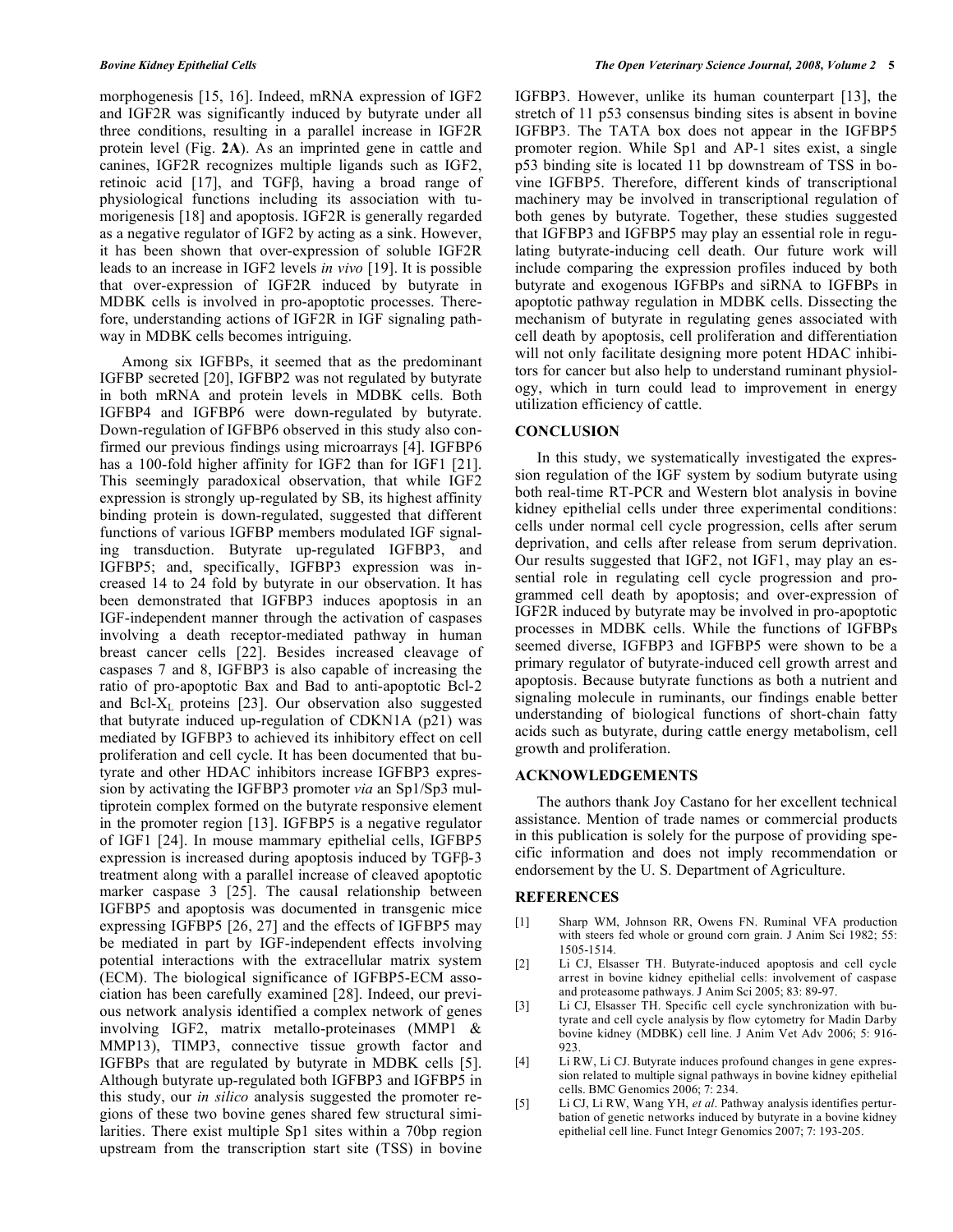morphogenesis [15, 16]. Indeed, mRNA expression of IGF2 and IGF2R was significantly induced by butyrate under all three conditions, resulting in a parallel increase in IGF2R protein level (Fig. **2A**). As an imprinted gene in cattle and canines, IGF2R recognizes multiple ligands such as IGF2, retinoic acid [17], and TGFβ, having a broad range of physiological functions including its association with tumorigenesis [18] and apoptosis. IGF2R is generally regarded as a negative regulator of IGF2 by acting as a sink. However, it has been shown that over-expression of soluble IGF2R leads to an increase in IGF2 levels *in vivo* [19]. It is possible that over-expression of IGF2R induced by butyrate in MDBK cells is involved in pro-apoptotic processes. Therefore, understanding actions of IGF2R in IGF signaling pathway in MDBK cells becomes intriguing.

Among six IGFBPs, it seemed that as the predominant IGFBP secreted [20], IGFBP2 was not regulated by butyrate in both mRNA and protein levels in MDBK cells. Both IGFBP4 and IGFBP6 were down-regulated by butyrate. Down-regulation of IGFBP6 observed in this study also confirmed our previous findings using microarrays [4]. IGFBP6 has a 100-fold higher affinity for IGF2 than for IGF1 [21]. This seemingly paradoxical observation, that while IGF2 expression is strongly up-regulated by SB, its highest affinity binding protein is down-regulated, suggested that different functions of various IGFBP members modulated IGF signaling transduction. Butyrate up-regulated IGFBP3, and IGFBP5; and, specifically, IGFBP3 expression was increased 14 to 24 fold by butyrate in our observation. It has been demonstrated that IGFBP3 induces apoptosis in an IGF-independent manner through the activation of caspases involving a death receptor-mediated pathway in human breast cancer cells [22]. Besides increased cleavage of caspases 7 and 8, IGFBP3 is also capable of increasing the ratio of pro-apoptotic Bax and Bad to anti-apoptotic Bcl-2 and Bcl-$X_L$ proteins [23]. Our observation also suggested that butyrate induced up-regulation of CDKN1A (p21) was mediated by IGFBP3 to achieved its inhibitory effect on cell proliferation and cell cycle. It has been documented that butyrate and other HDAC inhibitors increase IGFBP3 expression by activating the IGFBP3 promoter *via* an Sp1/Sp3 multiprotein complex formed on the butyrate responsive element in the promoter region [13]. IGFBP5 is a negative regulator of IGF1 [24]. In mouse mammary epithelial cells, IGFBP5 expression is increased during apoptosis induced by TGFβ-3 treatment along with a parallel increase of cleaved apoptotic marker caspase 3 [25]. The causal relationship between IGFBP5 and apoptosis was documented in transgenic mice expressing IGFBP5 [26, 27] and the effects of IGFBP5 may be mediated in part by IGF-independent effects involving potential interactions with the extracellular matrix system (ECM). The biological significance of IGFBP5-ECM association has been carefully examined [28]. Indeed, our previous network analysis identified a complex network of genes involving IGF2, matrix metallo-proteinases (MMP1 & MMP13), TIMP3, connective tissue growth factor and IGFBPs that are regulated by butyrate in MDBK cells [5]. Although butyrate up-regulated both IGFBP3 and IGFBP5 in this study, our *in silico* analysis suggested the promoter regions of these two bovine genes shared few structural similarities. There exist multiple Sp1 sites within a 70bp region upstream from the transcription start site (TSS) in bovine IGFBP3. However, unlike its human counterpart [13], the stretch of 11 p53 consensus binding sites is absent in bovine IGFBP3. The TATA box does not appear in the IGFBP5 promoter region. While Sp1 and AP-1 sites exist, a single p53 binding site is located 11 bp downstream of TSS in bovine IGFBP5. Therefore, different kinds of transcriptional machinery may be involved in transcriptional regulation of both genes by butyrate. Together, these studies suggested that IGFBP3 and IGFBP5 may play an essential role in regulating butyrate-inducing cell death. Our future work will include comparing the expression profiles induced by both butyrate and exogenous IGFBPs and siRNA to IGFBPs in apoptotic pathway regulation in MDBK cells. Dissecting the mechanism of butyrate in regulating genes associated with cell death by apoptosis, cell proliferation and differentiation will not only facilitate designing more potent HDAC inhibitors for cancer but also help to understand ruminant physiology, which in turn could lead to improvement in energy utilization efficiency of cattle.

## CONCLUSION

In this study, we systematically investigated the expression regulation of the IGF system by sodium butyrate using both real-time RT-PCR and Western blot analysis in bovine kidney epithelial cells under three experimental conditions: cells under normal cell cycle progression, cells after serum deprivation, and cells after release from serum deprivation. Our results suggested that IGF2, not IGF1, may play an essential role in regulating cell cycle progression and programmed cell death by apoptosis; and over-expression of IGF2R induced by butyrate may be involved in pro-apoptotic processes in MDBK cells. While the functions of IGFBPs seemed diverse, IGFBP3 and IGFBP5 were shown to be a primary regulator of butyrate-induced cell growth arrest and apoptosis. Because butyrate functions as both a nutrient and signaling molecule in ruminants, our findings enable better understanding of biological functions of short-chain fatty acids such as butyrate, during cattle energy metabolism, cell growth and proliferation.

## ACKNOWLEDGEMENTS

The authors thank Joy Castano for her excellent technical assistance. Mention of trade names or commercial products in this publication is solely for the purpose of providing specific information and does not imply recommendation or endorsement by the U. S. Department of Agriculture.

## REFERENCES

[1] Sharp WM, Johnson RR, Owens FN. Ruminal VFA production with steers fed whole or ground corn grain. J Anim Sci 1982; 55: 1505-1514.

[2] Li CJ, Elsasser TH. Butyrate-induced apoptosis and cell cycle arrest in bovine kidney epithelial cells: involvement of caspase and proteasome pathways. J Anim Sci 2005; 83: 89-97.

[3] Li CJ, Elsasser TH. Specific cell cycle synchronization with butyrate and cell cycle analysis by flow cytometry for Madin Darby bovine kidney (MDBK) cell line. J Anim Vet Adv 2006; 5: 916-923.

[4] Li RW, Li CJ. Butyrate induces profound changes in gene expression related to multiple signal pathways in bovine kidney epithelial cells. BMC Genomics 2006; 7: 234.

[5] Li CJ, Li RW, Wang YH, *et al*. Pathway analysis identifies perturbation of genetic networks induced by butyrate in a bovine kidney epithelial cell line. Funct Integr Genomics 2007; 7: 193-205.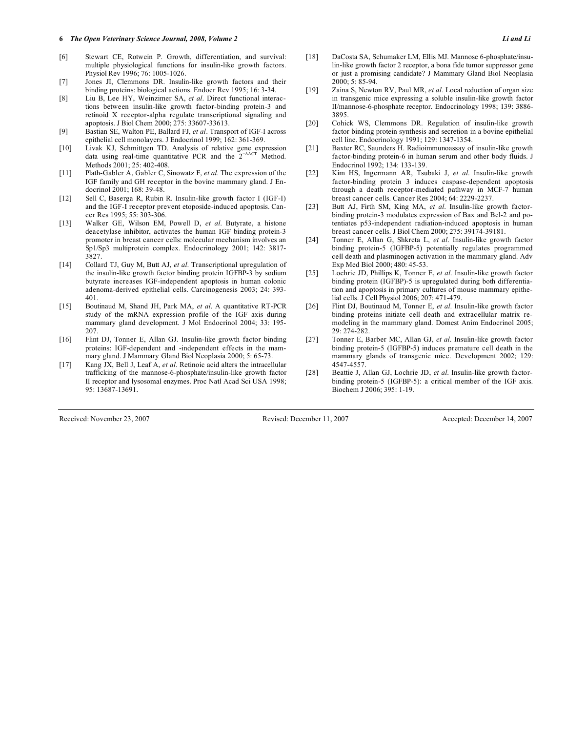[6] Stewart CE, Rotwein P. Growth, differentiation, and survival: multiple physiological functions for insulin-like growth factors. Physiol Rev 1996; 76: 1005-1026.

[7] Jones JI, Clemmons DR. Insulin-like growth factors and their binding proteins: biological actions. Endocr Rev 1995; 16: 3-34.

[8] Liu B, Lee HY, Weinzimer SA, *et al*. Direct functional interactions between insulin-like growth factor-binding protein-3 and retinoid X receptor-alpha regulate transcriptional signaling and apoptosis. J Biol Chem 2000; 275: 33607-33613.

[9] Bastian SE, Walton PE, Ballard FJ, *et al*. Transport of IGF-I across epithelial cell monolayers. J Endocrinol 1999; 162: 361-369.

[10] Livak KJ, Schmittgen TD. Analysis of relative gene expression data using real-time quantitative PCR and the $2^{-\Delta\Delta CT}$ Method. Methods 2001; 25: 402-408.

[11] Plath-Gabler A, Gabler C, Sinowatz F, *et al*. The expression of the IGF family and GH receptor in the bovine mammary gland. J Endocrinol 2001; 168: 39-48.

[12] Sell C, Baserga R, Rubin R. Insulin-like growth factor I (IGF-I) and the IGF-I receptor prevent etoposide-induced apoptosis. Cancer Res 1995; 55: 303-306.

[13] Walker GE, Wilson EM, Powell D, *et al*. Butyrate, a histone deacetylase inhibitor, activates the human IGF binding protein-3 promoter in breast cancer cells: molecular mechanism involves an Sp1/Sp3 multiprotein complex. Endocrinology 2001; 142: 3817-3827.

[14] Collard TJ, Guy M, Butt AJ, *et al*. Transcriptional upregulation of the insulin-like growth factor binding protein IGFBP-3 by sodium butyrate increases IGF-independent apoptosis in human colonic adenoma-derived epithelial cells. Carcinogenesis 2003; 24: 393-401.

[15] Boutinaud M, Shand JH, Park MA, *et al*. A quantitative RT-PCR study of the mRNA expression profile of the IGF axis during mammary gland development. J Mol Endocrinol 2004; 33: 195-207.

[16] Flint DJ, Tonner E, Allan GJ. Insulin-like growth factor binding proteins: IGF-dependent and -independent effects in the mammary gland. J Mammary Gland Biol Neoplasia 2000; 5: 65-73.

[17] Kang JX, Bell J, Leaf A, *et al*. Retinoic acid alters the intracellular trafficking of the mannose-6-phosphate/insulin-like growth factor II receptor and lysosomal enzymes. Proc Natl Acad Sci USA 1998; 95: 13687-13691.

[18] DaCosta SA, Schumaker LM, Ellis MJ. Mannose 6-phosphate/insulin-like growth factor 2 receptor, a bona fide tumor suppressor gene or just a promising candidate? J Mammary Gland Biol Neoplasia 2000; 5: 85-94.

[19] Zaina S, Newton RV, Paul MR, *et al*. Local reduction of organ size in transgenic mice expressing a soluble insulin-like growth factor II/mannose-6-phosphate receptor. Endocrinology 1998; 139: 3886-3895.

[20] Cohick WS, Clemmons DR. Regulation of insulin-like growth factor binding protein synthesis and secretion in a bovine epithelial cell line. Endocrinology 1991; 129: 1347-1354.

[21] Baxter RC, Saunders H. Radioimmunoassay of insulin-like growth factor-binding protein-6 in human serum and other body fluids. J Endocrinol 1992; 134: 133-139.

[22] Kim HS, Ingermann AR, Tsubaki J, *et al*. Insulin-like growth factor-binding protein 3 induces caspase-dependent apoptosis through a death receptor-mediated pathway in MCF-7 human breast cancer cells. Cancer Res 2004; 64: 2229-2237.

[23] Butt AJ, Firth SM, King MA, *et al*. Insulin-like growth factor-binding protein-3 modulates expression of Bax and Bcl-2 and potentiates p53-independent radiation-induced apoptosis in human breast cancer cells. J Biol Chem 2000; 275: 39174-39181.

[24] Tonner E, Allan G, Shkreta L, *et al*. Insulin-like growth factor binding protein-5 (IGFBP-5) potentially regulates programmed cell death and plasminogen activation in the mammary gland. Adv Exp Med Biol 2000; 480: 45-53.

[25] Lochrie JD, Phillips K, Tonner E, *et al*. Insulin-like growth factor binding protein (IGFBP)-5 is upregulated during both differentiation and apoptosis in primary cultures of mouse mammary epithelial cells. J Cell Physiol 2006; 207: 471-479.

[26] Flint DJ, Boutinaud M, Tonner E, *et al*. Insulin-like growth factor binding proteins initiate cell death and extracellular matrix remodeling in the mammary gland. Domest Anim Endocrinol 2005; 29: 274-282.

[27] Tonner E, Barber MC, Allan GJ, *et al*. Insulin-like growth factor binding protein-5 (IGFBP-5) induces premature cell death in the mammary glands of transgenic mice. Development 2002; 129: 4547-4557.

[28] Beattie J, Allan GJ, Lochrie JD, *et al*. Insulin-like growth factor-binding protein-5 (IGFBP-5): a critical member of the IGF axis. Biochem J 2006; 395: 1-19.

Received: November 23, 2007 Revised: December 11, 2007 Accepted: December 14, 2007